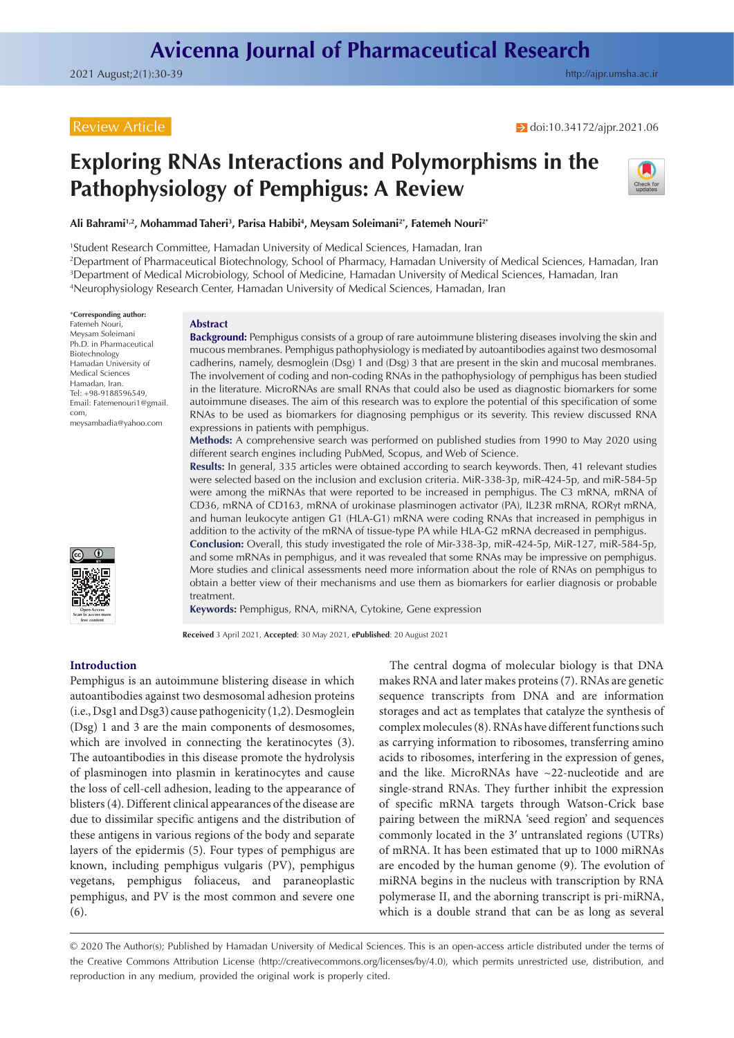Review Article

doi:10.34172/ajpr.2021.06

# Exploring RNAs Interactions and Polymorphisms in the Pathophysiology of Pemphigus: A Review

**Ali Bahrami[1,2], Mohammad Taheri[3], Parisa Habibi[4], Meysam Soleimani[2*], Fatemeh Nouri[2*]**

[1]Student Research Committee, Hamadan University of Medical Sciences, Hamadan, Iran
[2]Department of Pharmaceutical Biotechnology, School of Pharmacy, Hamadan University of Medical Sciences, Hamadan, Iran
[3]Department of Medical Microbiology, School of Medicine, Hamadan University of Medical Sciences, Hamadan, Iran
[4]Neurophysiology Research Center, Hamadan University of Medical Sciences, Hamadan, Iran

*Corresponding author: Fatemeh Nouri, Meysam Soleimani Ph.D. in Pharmaceutical Biotechnology Hamadan University of Medical Sciences Hamadan, Iran. Tel: +98-9188596549, Email: Fatemenouri1@gmail.com, meysambadia@yahoo.com

## Abstract

**Background:** Pemphigus consists of a group of rare autoimmune blistering diseases involving the skin and mucous membranes. Pemphigus pathophysiology is mediated by autoantibodies against two desmosomal cadherins, namely, desmoglein (Dsg) 1 and (Dsg) 3 that are present in the skin and mucosal membranes. The involvement of coding and non-coding RNAs in the pathophysiology of pemphigus has been studied in the literature. MicroRNAs are small RNAs that could also be used as diagnostic biomarkers for some autoimmune diseases. The aim of this research was to explore the potential of this specification of some RNAs to be used as biomarkers for diagnosing pemphigus or its severity. This review discussed RNA expressions in patients with pemphigus.

**Methods:** A comprehensive search was performed on published studies from 1990 to May 2020 using different search engines including PubMed, Scopus, and Web of Science.

**Results:** In general, 335 articles were obtained according to search keywords. Then, 41 relevant studies were selected based on the inclusion and exclusion criteria. MiR-338-3p, miR-424-5p, and miR-584-5p were among the miRNAs that were reported to be increased in pemphigus. The C3 mRNA, mRNA of CD36, mRNA of CD163, mRNA of urokinase plasminogen activator (PA), IL23R mRNA, RORγt mRNA, and human leukocyte antigen G1 (HLA-G1) mRNA were coding RNAs that increased in pemphigus in addition to the activity of the mRNA of tissue-type PA while HLA-G2 mRNA decreased in pemphigus.

**Conclusion:** Overall, this study investigated the role of Mir-338-3p, miR-424-5p, MiR-127, miR-584-5p, and some mRNAs in pemphigus, and it was revealed that some RNAs may be impressive on pemphigus. More studies and clinical assessments need more information about the role of RNAs on pemphigus to obtain a better view of their mechanisms and use them as biomarkers for earlier diagnosis or probable treatment.

**Keywords:** Pemphigus, RNA, miRNA, Cytokine, Gene expression

**Received** 3 April 2021, **Accepted**: 30 May 2021, **ePublished**: 20 August 2021

## Introduction

Pemphigus is an autoimmune blistering disease in which autoantibodies against two desmosomal adhesion proteins (i.e., Dsg1 and Dsg3) cause pathogenicity (1,2). Desmoglein (Dsg) 1 and 3 are the main components of desmosomes, which are involved in connecting the keratinocytes (3). The autoantibodies in this disease promote the hydrolysis of plasminogen into plasmin in keratinocytes and cause the loss of cell-cell adhesion, leading to the appearance of blisters (4). Different clinical appearances of the disease are due to dissimilar specific antigens and the distribution of these antigens in various regions of the body and separate layers of the epidermis (5). Four types of pemphigus are known, including pemphigus vulgaris (PV), pemphigus vegetans, pemphigus foliaceus, and paraneoplastic pemphigus, and PV is the most common and severe one (6).

The central dogma of molecular biology is that DNA makes RNA and later makes proteins (7). RNAs are genetic sequence transcripts from DNA and are information storages and act as templates that catalyze the synthesis of complex molecules (8). RNAs have different functions such as carrying information to ribosomes, transferring amino acids to ribosomes, interfering in the expression of genes, and the like. MicroRNAs have ~22-nucleotide and are single-strand RNAs. They further inhibit the expression of specific mRNA targets through Watson-Crick base pairing between the miRNA 'seed region' and sequences commonly located in the 3′ untranslated regions (UTRs) of mRNA. It has been estimated that up to 1000 miRNAs are encoded by the human genome (9). The evolution of miRNA begins in the nucleus with transcription by RNA polymerase II, and the aborning transcript is pri-miRNA, which is a double strand that can be as long as several

© 2020 The Author(s); Published by Hamadan University of Medical Sciences. This is an open-access article distributed under the terms of the Creative Commons Attribution License (http://creativecommons.org/licenses/by/4.0), which permits unrestricted use, distribution, and reproduction in any medium, provided the original work is properly cited.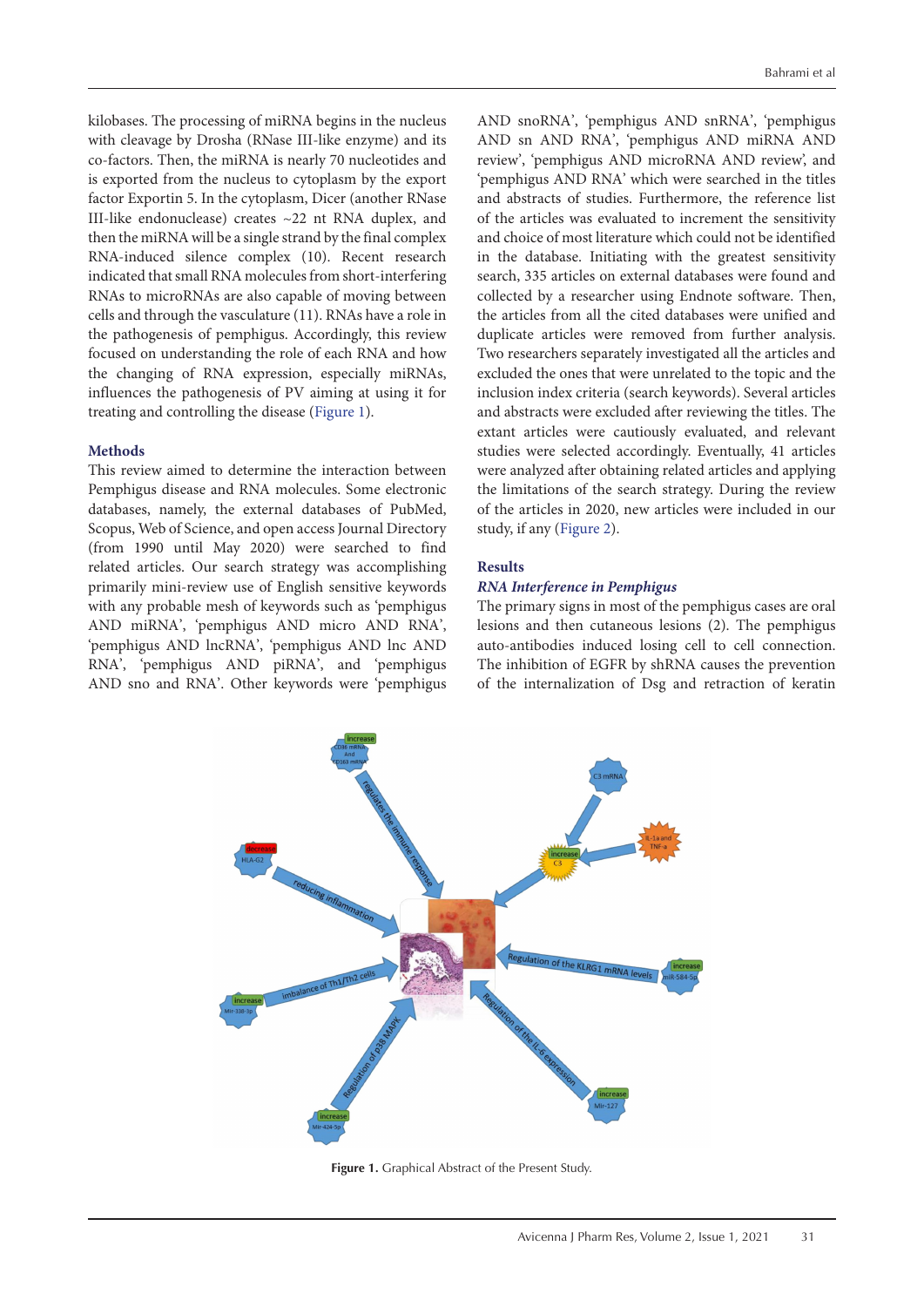kilobases. The processing of miRNA begins in the nucleus with cleavage by Drosha (RNase III-like enzyme) and its co-factors. Then, the miRNA is nearly 70 nucleotides and is exported from the nucleus to cytoplasm by the export factor Exportin 5. In the cytoplasm, Dicer (another RNase III-like endonuclease) creates ~22 nt RNA duplex, and then the miRNA will be a single strand by the final complex RNA-induced silence complex (10). Recent research indicated that small RNA molecules from short-interfering RNAs to microRNAs are also capable of moving between cells and through the vasculature (11). RNAs have a role in the pathogenesis of pemphigus. Accordingly, this review focused on understanding the role of each RNA and how the changing of RNA expression, especially miRNAs, influences the pathogenesis of PV aiming at using it for treating and controlling the disease (Figure 1).

## Methods

This review aimed to determine the interaction between Pemphigus disease and RNA molecules. Some electronic databases, namely, the external databases of PubMed, Scopus, Web of Science, and open access Journal Directory (from 1990 until May 2020) were searched to find related articles. Our search strategy was accomplishing primarily mini-review use of English sensitive keywords with any probable mesh of keywords such as 'pemphigus AND miRNA', 'pemphigus AND micro AND RNA', 'pemphigus AND lncRNA', 'pemphigus AND lnc AND RNA', 'pemphigus AND piRNA', and 'pemphigus AND sno and RNA'. Other keywords were 'pemphigus AND snoRNA', 'pemphigus AND snRNA', 'pemphigus AND sn AND RNA', 'pemphigus AND miRNA AND review', 'pemphigus AND microRNA AND review', and 'pemphigus AND RNA' which were searched in the titles and abstracts of studies. Furthermore, the reference list of the articles was evaluated to increment the sensitivity and choice of most literature which could not be identified in the database. Initiating with the greatest sensitivity search, 335 articles on external databases were found and collected by a researcher using Endnote software. Then, the articles from all the cited databases were unified and duplicate articles were removed from further analysis. Two researchers separately investigated all the articles and excluded the ones that were unrelated to the topic and the inclusion index criteria (search keywords). Several articles and abstracts were excluded after reviewing the titles. The extant articles were cautiously evaluated, and relevant studies were selected accordingly. Eventually, 41 articles were analyzed after obtaining related articles and applying the limitations of the search strategy. During the review of the articles in 2020, new articles were included in our study, if any (Figure 2).

## Results

### *RNA Interference in Pemphigus*

The primary signs in most of the pemphigus cases are oral lesions and then cutaneous lesions (2). The pemphigus auto-antibodies induced losing cell to cell connection. The inhibition of EGFR by shRNA causes the prevention of the internalization of Dsg and retraction of keratin

**Figure 1.** Graphical Abstract of the Present Study.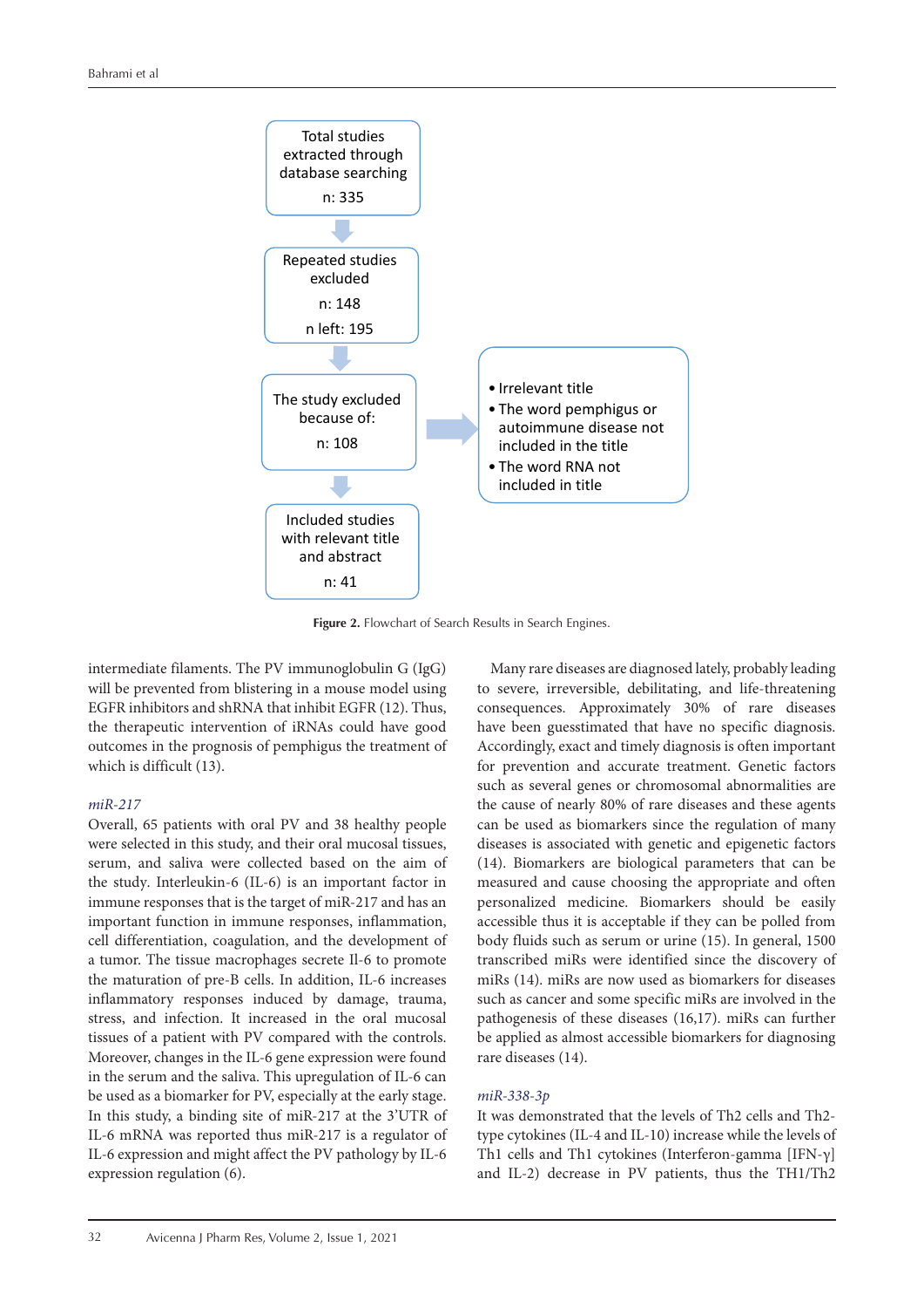Total studies extracted through database searching

n: 335

Repeated studies excluded

n: 148

n left: 195

The study excluded because of:

n: 108

- Irrelevant title
- The word pemphigus or autoimmune disease not included in the title
- The word RNA not included in title

Included studies with relevant title and abstract

n: 41

**Figure 2.** Flowchart of Search Results in Search Engines.

intermediate filaments. The PV immunoglobulin G (IgG) will be prevented from blistering in a mouse model using EGFR inhibitors and shRNA that inhibit EGFR (12). Thus, the therapeutic intervention of iRNAs could have good outcomes in the prognosis of pemphigus the treatment of which is difficult (13).

*miR-217*

Overall, 65 patients with oral PV and 38 healthy people were selected in this study, and their oral mucosal tissues, serum, and saliva were collected based on the aim of the study. Interleukin-6 (IL-6) is an important factor in immune responses that is the target of miR-217 and has an important function in immune responses, inflammation, cell differentiation, coagulation, and the development of a tumor. The tissue macrophages secrete Il-6 to promote the maturation of pre-B cells. In addition, IL-6 increases inflammatory responses induced by damage, trauma, stress, and infection. It increased in the oral mucosal tissues of a patient with PV compared with the controls. Moreover, changes in the IL-6 gene expression were found in the serum and the saliva. This upregulation of IL-6 can be used as a biomarker for PV, especially at the early stage. In this study, a binding site of miR-217 at the 3'UTR of IL-6 mRNA was reported thus miR-217 is a regulator of IL-6 expression and might affect the PV pathology by IL-6 expression regulation (6).

Many rare diseases are diagnosed lately, probably leading to severe, irreversible, debilitating, and life-threatening consequences. Approximately 30% of rare diseases have been guesstimated that have no specific diagnosis. Accordingly, exact and timely diagnosis is often important for prevention and accurate treatment. Genetic factors such as several genes or chromosomal abnormalities are the cause of nearly 80% of rare diseases and these agents can be used as biomarkers since the regulation of many diseases is associated with genetic and epigenetic factors (14). Biomarkers are biological parameters that can be measured and cause choosing the appropriate and often personalized medicine. Biomarkers should be easily accessible thus it is acceptable if they can be polled from body fluids such as serum or urine (15). In general, 1500 transcribed miRs were identified since the discovery of miRs (14). miRs are now used as biomarkers for diseases such as cancer and some specific miRs are involved in the pathogenesis of these diseases (16,17). miRs can further be applied as almost accessible biomarkers for diagnosing rare diseases (14).

*miR-338-3p*

It was demonstrated that the levels of Th2 cells and Th2-type cytokines (IL-4 and IL-10) increase while the levels of Th1 cells and Th1 cytokines (Interferon-gamma [IFN-γ] and IL-2) decrease in PV patients, thus the TH1/Th2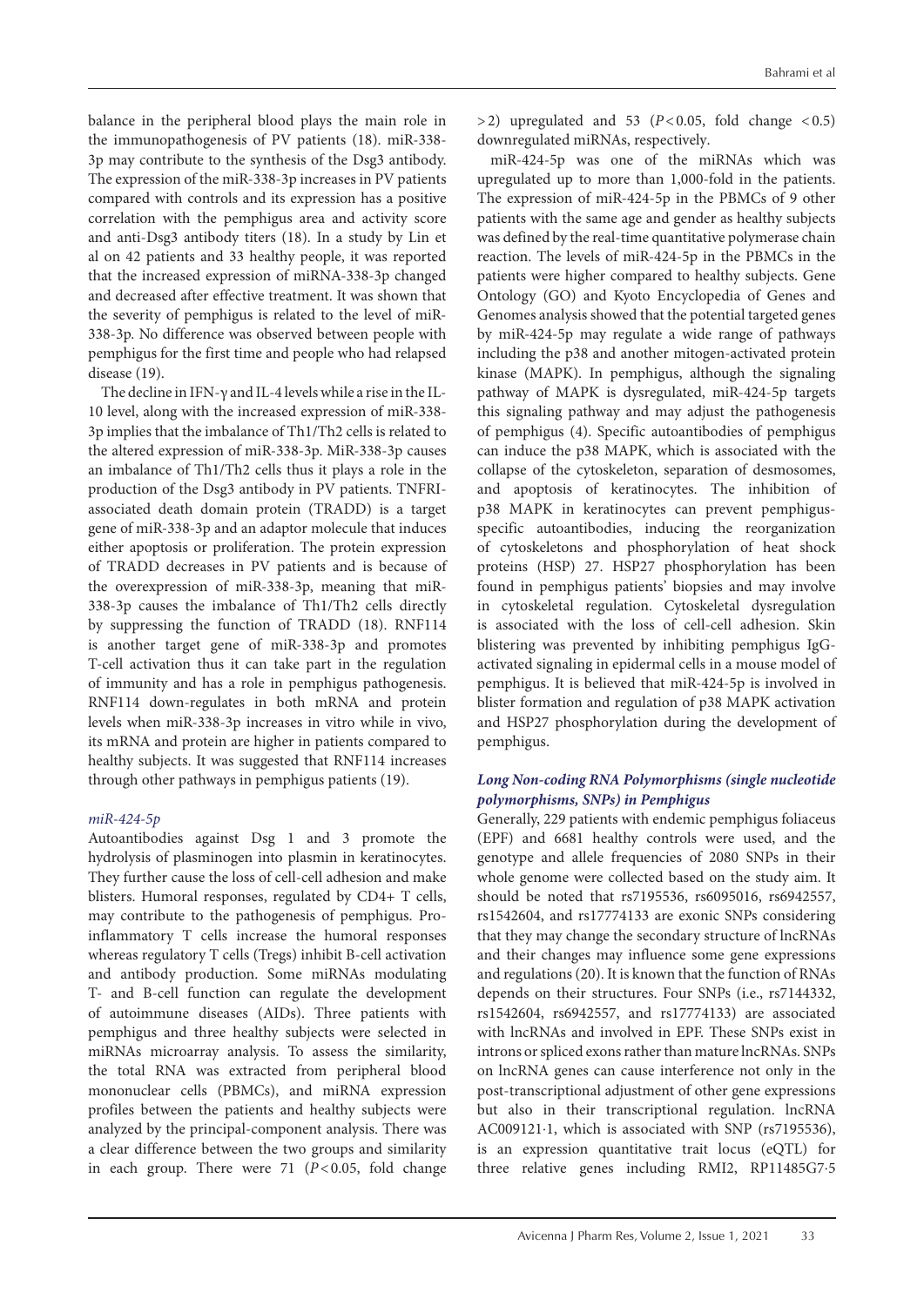balance in the peripheral blood plays the main role in the immunopathogenesis of PV patients (18). miR-338-3p may contribute to the synthesis of the Dsg3 antibody. The expression of the miR-338-3p increases in PV patients compared with controls and its expression has a positive correlation with the pemphigus area and activity score and anti-Dsg3 antibody titers (18). In a study by Lin et al on 42 patients and 33 healthy people, it was reported that the increased expression of miRNA-338-3p changed and decreased after effective treatment. It was shown that the severity of pemphigus is related to the level of miR-338-3p. No difference was observed between people with pemphigus for the first time and people who had relapsed disease (19).

The decline in IFN-γ and IL-4 levels while a rise in the IL-10 level, along with the increased expression of miR-338-3p implies that the imbalance of Th1/Th2 cells is related to the altered expression of miR-338-3p. MiR-338-3p causes an imbalance of Th1/Th2 cells thus it plays a role in the production of the Dsg3 antibody in PV patients. TNFRI-associated death domain protein (TRADD) is a target gene of miR-338-3p and an adaptor molecule that induces either apoptosis or proliferation. The protein expression of TRADD decreases in PV patients and is because of the overexpression of miR-338-3p, meaning that miR-338-3p causes the imbalance of Th1/Th2 cells directly by suppressing the function of TRADD (18). RNF114 is another target gene of miR-338-3p and promotes T-cell activation thus it can take part in the regulation of immunity and has a role in pemphigus pathogenesis. RNF114 down-regulates in both mRNA and protein levels when miR-338-3p increases in vitro while in vivo, its mRNA and protein are higher in patients compared to healthy subjects. It was suggested that RNF114 increases through other pathways in pemphigus patients (19).

### *miR-424-5p*

Autoantibodies against Dsg 1 and 3 promote the hydrolysis of plasminogen into plasmin in keratinocytes. They further cause the loss of cell-cell adhesion and make blisters. Humoral responses, regulated by CD4+ T cells, may contribute to the pathogenesis of pemphigus. Pro-inflammatory T cells increase the humoral responses whereas regulatory T cells (Tregs) inhibit B-cell activation and antibody production. Some miRNAs modulating T- and B-cell function can regulate the development of autoimmune diseases (AIDs). Three patients with pemphigus and three healthy subjects were selected in miRNAs microarray analysis. To assess the similarity, the total RNA was extracted from peripheral blood mononuclear cells (PBMCs), and miRNA expression profiles between the patients and healthy subjects were analyzed by the principal-component analysis. There was a clear difference between the two groups and similarity in each group. There were 71 ($P < 0.05$, fold change $> 2$) upregulated and 53 ($P < 0.05$, fold change $< 0.5$) downregulated miRNAs, respectively.

miR-424-5p was one of the miRNAs which was upregulated up to more than 1,000-fold in the patients. The expression of miR-424-5p in the PBMCs of 9 other patients with the same age and gender as healthy subjects was defined by the real-time quantitative polymerase chain reaction. The levels of miR-424-5p in the PBMCs in the patients were higher compared to healthy subjects. Gene Ontology (GO) and Kyoto Encyclopedia of Genes and Genomes analysis showed that the potential targeted genes by miR-424-5p may regulate a wide range of pathways including the p38 and another mitogen-activated protein kinase (MAPK). In pemphigus, although the signaling pathway of MAPK is dysregulated, miR-424-5p targets this signaling pathway and may adjust the pathogenesis of pemphigus (4). Specific autoantibodies of pemphigus can induce the p38 MAPK, which is associated with the collapse of the cytoskeleton, separation of desmosomes, and apoptosis of keratinocytes. The inhibition of p38 MAPK in keratinocytes can prevent pemphigus-specific autoantibodies, inducing the reorganization of cytoskeletons and phosphorylation of heat shock proteins (HSP) 27. HSP27 phosphorylation has been found in pemphigus patients' biopsies and may involve in cytoskeletal regulation. Cytoskeletal dysregulation is associated with the loss of cell-cell adhesion. Skin blistering was prevented by inhibiting pemphigus IgG-activated signaling in epidermal cells in a mouse model of pemphigus. It is believed that miR-424-5p is involved in blister formation and regulation of p38 MAPK activation and HSP27 phosphorylation during the development of pemphigus.

### *Long Non-coding RNA Polymorphisms (single nucleotide polymorphisms, SNPs) in Pemphigus*

Generally, 229 patients with endemic pemphigus foliaceus (EPF) and 6681 healthy controls were used, and the genotype and allele frequencies of 2080 SNPs in their whole genome were collected based on the study aim. It should be noted that rs7195536, rs6095016, rs6942557, rs1542604, and rs17774133 are exonic SNPs considering that they may change the secondary structure of lncRNAs and their changes may influence some gene expressions and regulations (20). It is known that the function of RNAs depends on their structures. Four SNPs (i.e., rs7144332, rs1542604, rs6942557, and rs17774133) are associated with lncRNAs and involved in EPF. These SNPs exist in introns or spliced exons rather than mature lncRNAs. SNPs on lncRNA genes can cause interference not only in the post-transcriptional adjustment of other gene expressions but also in their transcriptional regulation. lncRNA AC009121·1, which is associated with SNP (rs7195536), is an expression quantitative trait locus (eQTL) for three relative genes including RMI2, RP11485G7·5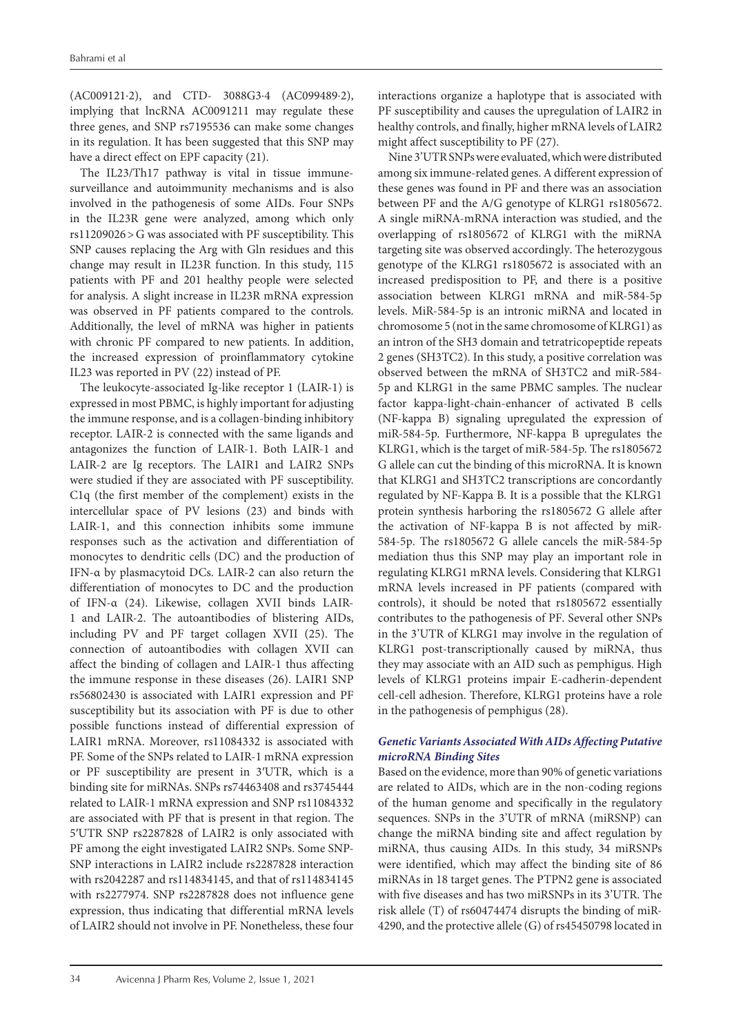(AC009121·2), and CTD- 3088G3·4 (AC099489·2), implying that lncRNA AC0091211 may regulate these three genes, and SNP rs7195536 can make some changes in its regulation. It has been suggested that this SNP may have a direct effect on EPF capacity (21).

The IL23/Th17 pathway is vital in tissue immune-surveillance and autoimmunity mechanisms and is also involved in the pathogenesis of some AIDs. Four SNPs in the IL23R gene were analyzed, among which only rs11209026 > G was associated with PF susceptibility. This SNP causes replacing the Arg with Gln residues and this change may result in IL23R function. In this study, 115 patients with PF and 201 healthy people were selected for analysis. A slight increase in IL23R mRNA expression was observed in PF patients compared to the controls. Additionally, the level of mRNA was higher in patients with chronic PF compared to new patients. In addition, the increased expression of proinflammatory cytokine IL23 was reported in PV (22) instead of PF.

The leukocyte-associated Ig-like receptor 1 (LAIR-1) is expressed in most PBMC, is highly important for adjusting the immune response, and is a collagen-binding inhibitory receptor. LAIR-2 is connected with the same ligands and antagonizes the function of LAIR-1. Both LAIR-1 and LAIR-2 are Ig receptors. The LAIR1 and LAIR2 SNPs were studied if they are associated with PF susceptibility. C1q (the first member of the complement) exists in the intercellular space of PV lesions (23) and binds with LAIR-1, and this connection inhibits some immune responses such as the activation and differentiation of monocytes to dendritic cells (DC) and the production of IFN-α by plasmacytoid DCs. LAIR-2 can also return the differentiation of monocytes to DC and the production of IFN-α (24). Likewise, collagen XVII binds LAIR-1 and LAIR-2. The autoantibodies of blistering AIDs, including PV and PF target collagen XVII (25). The connection of autoantibodies with collagen XVII can affect the binding of collagen and LAIR-1 thus affecting the immune response in these diseases (26). LAIR1 SNP rs56802430 is associated with LAIR1 expression and PF susceptibility but its association with PF is due to other possible functions instead of differential expression of LAIR1 mRNA. Moreover, rs11084332 is associated with PF. Some of the SNPs related to LAIR-1 mRNA expression or PF susceptibility are present in 3′UTR, which is a binding site for miRNAs. SNPs rs74463408 and rs3745444 related to LAIR-1 mRNA expression and SNP rs11084332 are associated with PF that is present in that region. The 5′UTR SNP rs2287828 of LAIR2 is only associated with PF among the eight investigated LAIR2 SNPs. Some SNP-SNP interactions in LAIR2 include rs2287828 interaction with rs2042287 and rs114834145, and that of rs114834145 with rs2277974. SNP rs2287828 does not influence gene expression, thus indicating that differential mRNA levels of LAIR2 should not involve in PF. Nonetheless, these four interactions organize a haplotype that is associated with PF susceptibility and causes the upregulation of LAIR2 in healthy controls, and finally, higher mRNA levels of LAIR2 might affect susceptibility to PF (27).

Nine 3'UTR SNPs were evaluated, which were distributed among six immune-related genes. A different expression of these genes was found in PF and there was an association between PF and the A/G genotype of KLRG1 rs1805672. A single miRNA-mRNA interaction was studied, and the overlapping of rs1805672 of KLRG1 with the miRNA targeting site was observed accordingly. The heterozygous genotype of the KLRG1 rs1805672 is associated with an increased predisposition to PF, and there is a positive association between KLRG1 mRNA and miR-584-5p levels. MiR-584-5p is an intronic miRNA and located in chromosome 5 (not in the same chromosome of KLRG1) as an intron of the SH3 domain and tetratricopeptide repeats 2 genes (SH3TC2). In this study, a positive correlation was observed between the mRNA of SH3TC2 and miR-584-5p and KLRG1 in the same PBMC samples. The nuclear factor kappa-light-chain-enhancer of activated B cells (NF-kappa B) signaling upregulated the expression of miR-584-5p. Furthermore, NF-kappa B upregulates the KLRG1, which is the target of miR-584-5p. The rs1805672 G allele can cut the binding of this microRNA. It is known that KLRG1 and SH3TC2 transcriptions are concordantly regulated by NF-Kappa B. It is a possible that the KLRG1 protein synthesis harboring the rs1805672 G allele after the activation of NF-kappa B is not affected by miR-584-5p. The rs1805672 G allele cancels the miR-584-5p mediation thus this SNP may play an important role in regulating KLRG1 mRNA levels. Considering that KLRG1 mRNA levels increased in PF patients (compared with controls), it should be noted that rs1805672 essentially contributes to the pathogenesis of PF. Several other SNPs in the 3'UTR of KLRG1 may involve in the regulation of KLRG1 post-transcriptionally caused by miRNA, thus they may associate with an AID such as pemphigus. High levels of KLRG1 proteins impair E-cadherin-dependent cell-cell adhesion. Therefore, KLRG1 proteins have a role in the pathogenesis of pemphigus (28).

### *Genetic Variants Associated With AIDs Affecting Putative microRNA Binding Sites*

Based on the evidence, more than 90% of genetic variations are related to AIDs, which are in the non-coding regions of the human genome and specifically in the regulatory sequences. SNPs in the 3'UTR of mRNA (miRSNP) can change the miRNA binding site and affect regulation by miRNA, thus causing AIDs. In this study, 34 miRSNPs were identified, which may affect the binding site of 86 miRNAs in 18 target genes. The PTPN2 gene is associated with five diseases and has two miRSNPs in its 3'UTR. The risk allele (T) of rs60474474 disrupts the binding of miR-4290, and the protective allele (G) of rs45450798 located in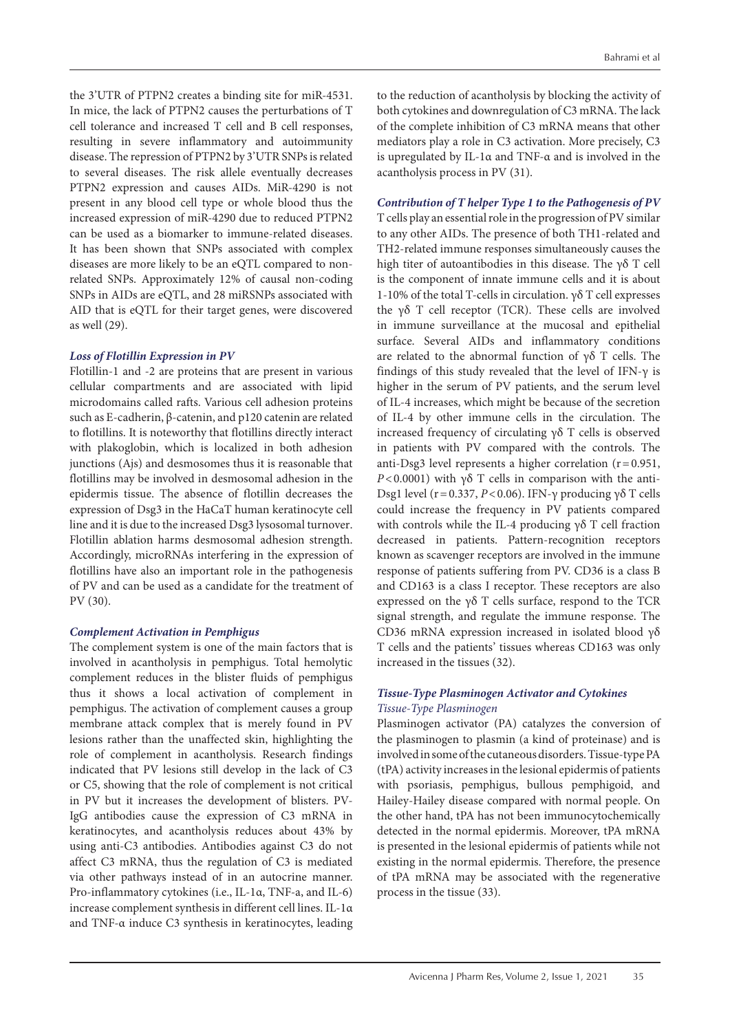the 3'UTR of PTPN2 creates a binding site for miR-4531. In mice, the lack of PTPN2 causes the perturbations of T cell tolerance and increased T cell and B cell responses, resulting in severe inflammatory and autoimmunity disease. The repression of PTPN2 by 3'UTR SNPs is related to several diseases. The risk allele eventually decreases PTPN2 expression and causes AIDs. MiR-4290 is not present in any blood cell type or whole blood thus the increased expression of miR-4290 due to reduced PTPN2 can be used as a biomarker to immune-related diseases. It has been shown that SNPs associated with complex diseases are more likely to be an eQTL compared to non-related SNPs. Approximately 12% of causal non-coding SNPs in AIDs are eQTL, and 28 miRSNPs associated with AID that is eQTL for their target genes, were discovered as well (29).

### *Loss of Flotillin Expression in PV*

Flotillin-1 and -2 are proteins that are present in various cellular compartments and are associated with lipid microdomains called rafts. Various cell adhesion proteins such as E-cadherin, β-catenin, and p120 catenin are related to flotillins. It is noteworthy that flotillins directly interact with plakoglobin, which is localized in both adhesion junctions (Ajs) and desmosomes thus it is reasonable that flotillins may be involved in desmosomal adhesion in the epidermis tissue. The absence of flotillin decreases the expression of Dsg3 in the HaCaT human keratinocyte cell line and it is due to the increased Dsg3 lysosomal turnover. Flotillin ablation harms desmosomal adhesion strength. Accordingly, microRNAs interfering in the expression of flotillins have also an important role in the pathogenesis of PV and can be used as a candidate for the treatment of PV (30).

### *Complement Activation in Pemphigus*

The complement system is one of the main factors that is involved in acantholysis in pemphigus. Total hemolytic complement reduces in the blister fluids of pemphigus thus it shows a local activation of complement in pemphigus. The activation of complement causes a group membrane attack complex that is merely found in PV lesions rather than the unaffected skin, highlighting the role of complement in acantholysis. Research findings indicated that PV lesions still develop in the lack of C3 or C5, showing that the role of complement is not critical in PV but it increases the development of blisters. PV-IgG antibodies cause the expression of C3 mRNA in keratinocytes, and acantholysis reduces about 43% by using anti-C3 antibodies. Antibodies against C3 do not affect C3 mRNA, thus the regulation of C3 is mediated via other pathways instead of in an autocrine manner. Pro-inflammatory cytokines (i.e., IL-1α, TNF-a, and IL-6) increase complement synthesis in different cell lines. IL-1α and TNF-α induce C3 synthesis in keratinocytes, leading to the reduction of acantholysis by blocking the activity of both cytokines and downregulation of C3 mRNA. The lack of the complete inhibition of C3 mRNA means that other mediators play a role in C3 activation. More precisely, C3 is upregulated by IL-1α and TNF-α and is involved in the acantholysis process in PV (31).

### *Contribution of T helper Type 1 to the Pathogenesis of PV*

T cells play an essential role in the progression of PV similar to any other AIDs. The presence of both TH1-related and TH2-related immune responses simultaneously causes the high titer of autoantibodies in this disease. The γδ T cell is the component of innate immune cells and it is about 1-10% of the total T-cells in circulation. γδ T cell expresses the γδ T cell receptor (TCR). These cells are involved in immune surveillance at the mucosal and epithelial surface. Several AIDs and inflammatory conditions are related to the abnormal function of γδ T cells. The findings of this study revealed that the level of IFN-γ is higher in the serum of PV patients, and the serum level of IL-4 increases, which might be because of the secretion of IL-4 by other immune cells in the circulation. The increased frequency of circulating γδ T cells is observed in patients with PV compared with the controls. The anti-Dsg3 level represents a higher correlation ($r = 0.951$, $P < 0.0001$) with γδ T cells in comparison with the anti-Dsg1 level ($r = 0.337$, $P < 0.06$). IFN-γ producing γδ T cells could increase the frequency in PV patients compared with controls while the IL-4 producing γδ T cell fraction decreased in patients. Pattern-recognition receptors known as scavenger receptors are involved in the immune response of patients suffering from PV. CD36 is a class B and CD163 is a class I receptor. These receptors are also expressed on the γδ T cells surface, respond to the TCR signal strength, and regulate the immune response. The CD36 mRNA expression increased in isolated blood γδ T cells and the patients' tissues whereas CD163 was only increased in the tissues (32).

### *Tissue-Type Plasminogen Activator and Cytokines*

#### *Tissue-Type Plasminogen*

Plasminogen activator (PA) catalyzes the conversion of the plasminogen to plasmin (a kind of proteinase) and is involved in some of the cutaneous disorders. Tissue-type PA (tPA) activity increases in the lesional epidermis of patients with psoriasis, pemphigus, bullous pemphigoid, and Hailey-Hailey disease compared with normal people. On the other hand, tPA has not been immunocytochemically detected in the normal epidermis. Moreover, tPA mRNA is presented in the lesional epidermis of patients while not existing in the normal epidermis. Therefore, the presence of tPA mRNA may be associated with the regenerative process in the tissue (33).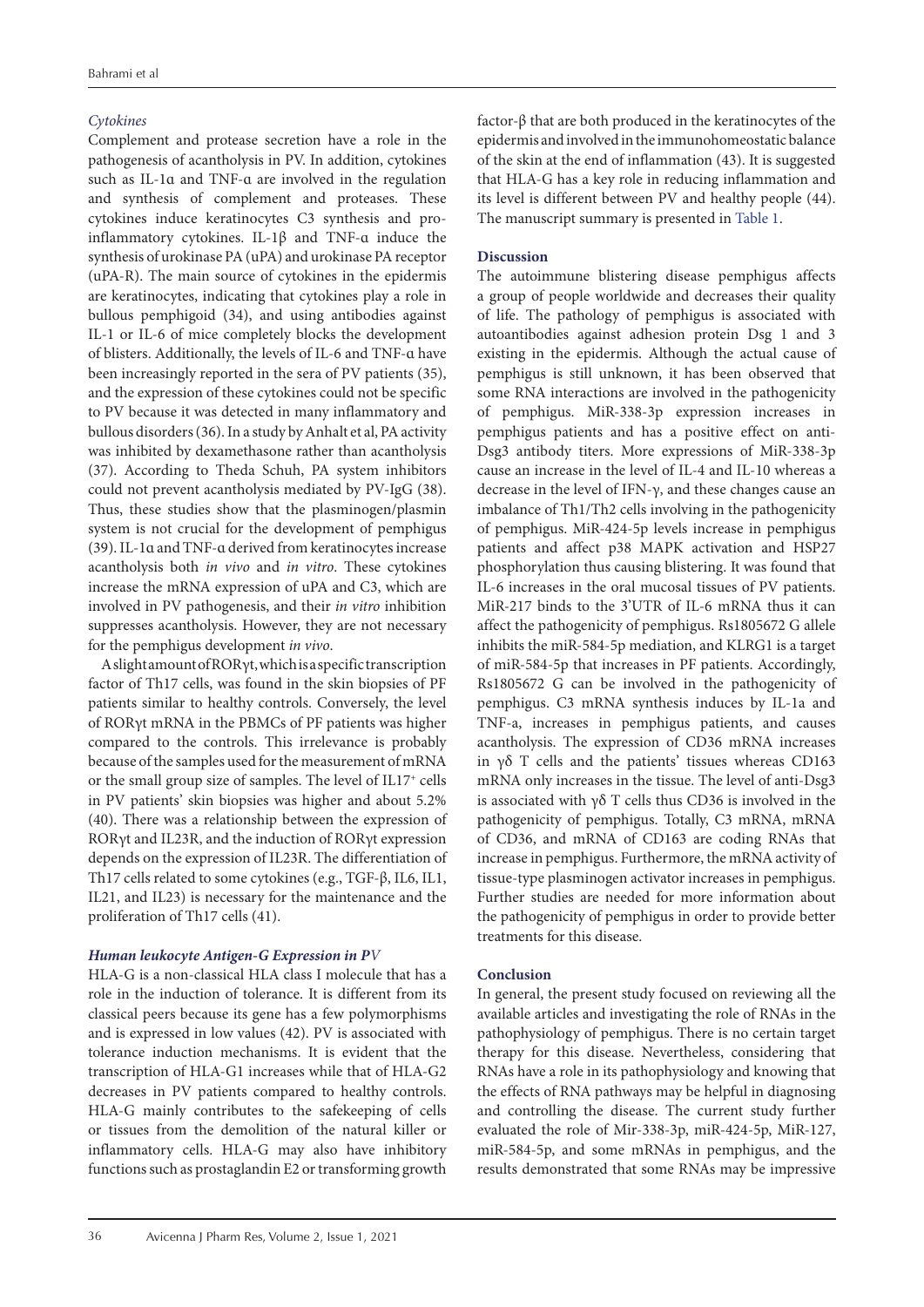### *Cytokines*

Complement and protease secretion have a role in the pathogenesis of acantholysis in PV. In addition, cytokines such as IL-1α and TNF-α are involved in the regulation and synthesis of complement and proteases. These cytokines induce keratinocytes C3 synthesis and pro-inflammatory cytokines. IL-1β and TNF-α induce the synthesis of urokinase PA (uPA) and urokinase PA receptor (uPA-R). The main source of cytokines in the epidermis are keratinocytes, indicating that cytokines play a role in bullous pemphigoid (34), and using antibodies against IL-1 or IL-6 of mice completely blocks the development of blisters. Additionally, the levels of IL-6 and TNF-α have been increasingly reported in the sera of PV patients (35), and the expression of these cytokines could not be specific to PV because it was detected in many inflammatory and bullous disorders (36). In a study by Anhalt et al, PA activity was inhibited by dexamethasone rather than acantholysis (37). According to Theda Schuh, PA system inhibitors could not prevent acantholysis mediated by PV-IgG (38). Thus, these studies show that the plasminogen/plasmin system is not crucial for the development of pemphigus (39). IL-1α and TNF-α derived from keratinocytes increase acantholysis both *in vivo* and *in vitro*. These cytokines increase the mRNA expression of uPA and C3, which are involved in PV pathogenesis, and their *in vitro* inhibition suppresses acantholysis. However, they are not necessary for the pemphigus development *in vivo*.

A slight amount of RORγt, which is a specific transcription factor of Th17 cells, was found in the skin biopsies of PF patients similar to healthy controls. Conversely, the level of RORγt mRNA in the PBMCs of PF patients was higher compared to the controls. This irrelevance is probably because of the samples used for the measurement of mRNA or the small group size of samples. The level of IL17+ cells in PV patients' skin biopsies was higher and about 5.2% (40). There was a relationship between the expression of RORγt and IL23R, and the induction of RORγt expression depends on the expression of IL23R. The differentiation of Th17 cells related to some cytokines (e.g., TGF-β, IL6, IL1, IL21, and IL23) is necessary for the maintenance and the proliferation of Th17 cells (41).

### ***Human leukocyte Antigen-G Expression in PV***

HLA-G is a non-classical HLA class I molecule that has a role in the induction of tolerance. It is different from its classical peers because its gene has a few polymorphisms and is expressed in low values (42). PV is associated with tolerance induction mechanisms. It is evident that the transcription of HLA-G1 increases while that of HLA-G2 decreases in PV patients compared to healthy controls. HLA-G mainly contributes to the safekeeping of cells or tissues from the demolition of the natural killer or inflammatory cells. HLA-G may also have inhibitory functions such as prostaglandin E2 or transforming growth factor-β that are both produced in the keratinocytes of the epidermis and involved in the immunohomeostatic balance of the skin at the end of inflammation (43). It is suggested that HLA-G has a key role in reducing inflammation and its level is different between PV and healthy people (44). The manuscript summary is presented in Table 1.

## **Discussion**

The autoimmune blistering disease pemphigus affects a group of people worldwide and decreases their quality of life. The pathology of pemphigus is associated with autoantibodies against adhesion protein Dsg 1 and 3 existing in the epidermis. Although the actual cause of pemphigus is still unknown, it has been observed that some RNA interactions are involved in the pathogenicity of pemphigus. MiR-338-3p expression increases in pemphigus patients and has a positive effect on anti-Dsg3 antibody titers. More expressions of MiR-338-3p cause an increase in the level of IL-4 and IL-10 whereas a decrease in the level of IFN-γ, and these changes cause an imbalance of Th1/Th2 cells involving in the pathogenicity of pemphigus. MiR-424-5p levels increase in pemphigus patients and affect p38 MAPK activation and HSP27 phosphorylation thus causing blistering. It was found that IL-6 increases in the oral mucosal tissues of PV patients. MiR-217 binds to the 3'UTR of IL-6 mRNA thus it can affect the pathogenicity of pemphigus. Rs1805672 G allele inhibits the miR-584-5p mediation, and KLRG1 is a target of miR-584-5p that increases in PF patients. Accordingly, Rs1805672 G can be involved in the pathogenicity of pemphigus. C3 mRNA synthesis induces by IL-1a and TNF-a, increases in pemphigus patients, and causes acantholysis. The expression of CD36 mRNA increases in γδ T cells and the patients' tissues whereas CD163 mRNA only increases in the tissue. The level of anti-Dsg3 is associated with γδ T cells thus CD36 is involved in the pathogenicity of pemphigus. Totally, C3 mRNA, mRNA of CD36, and mRNA of CD163 are coding RNAs that increase in pemphigus. Furthermore, the mRNA activity of tissue-type plasminogen activator increases in pemphigus. Further studies are needed for more information about the pathogenicity of pemphigus in order to provide better treatments for this disease.

## **Conclusion**

In general, the present study focused on reviewing all the available articles and investigating the role of RNAs in the pathophysiology of pemphigus. There is no certain target therapy for this disease. Nevertheless, considering that RNAs have a role in its pathophysiology and knowing that the effects of RNA pathways may be helpful in diagnosing and controlling the disease. The current study further evaluated the role of Mir-338-3p, miR-424-5p, MiR-127, miR-584-5p, and some mRNAs in pemphigus, and the results demonstrated that some RNAs may be impressive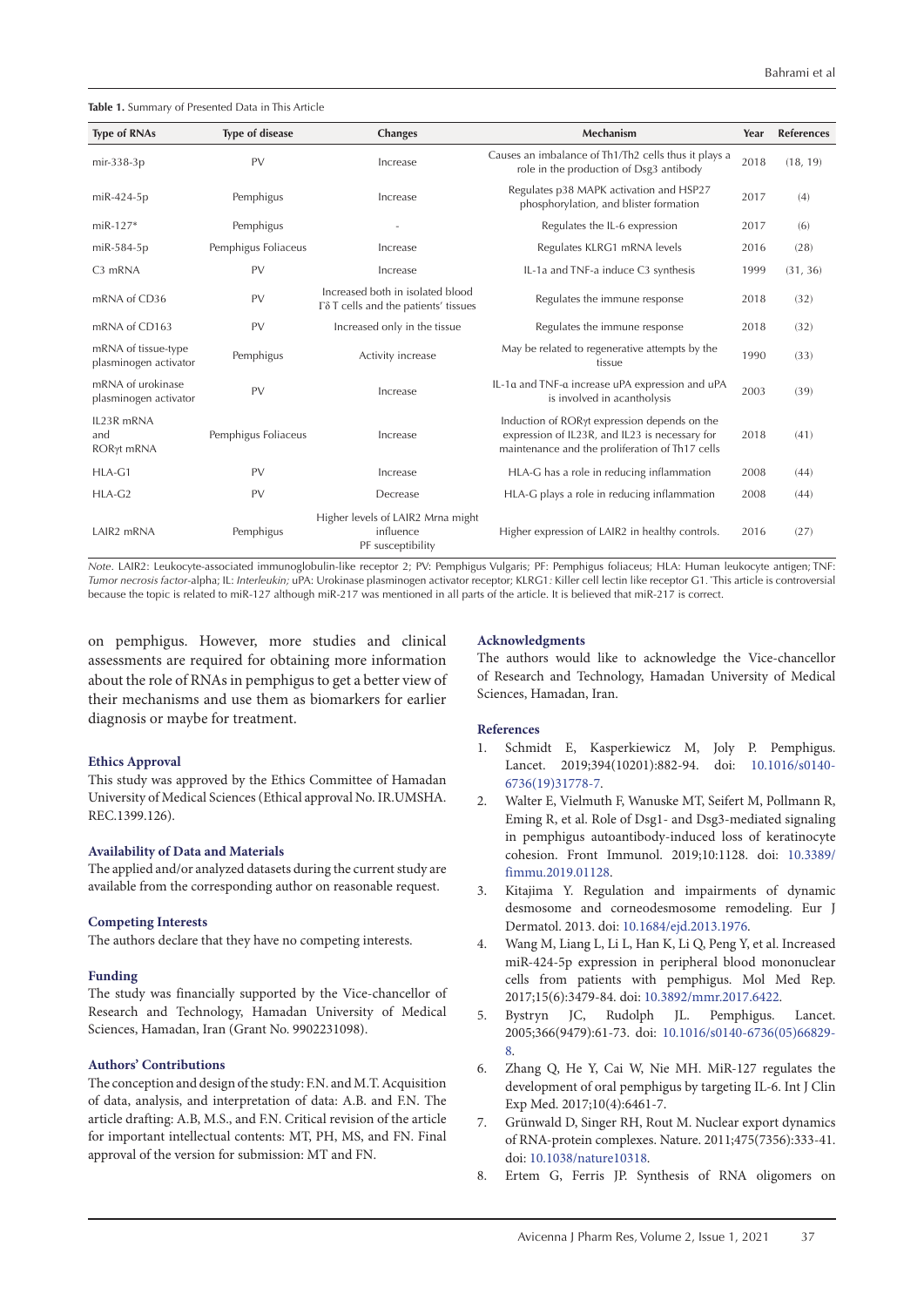**Table 1.** Summary of Presented Data in This Article

| Type of RNAs | Type of disease | Changes | Mechanism | Year | References |
|---|---|---|---|---|---|
| mir-338-3p | PV | Increase | Causes an imbalance of Th1/Th2 cells thus it plays a role in the production of Dsg3 antibody | 2018 | (18, 19) |
| miR-424-5p | Pemphigus | Increase | Regulates p38 MAPK activation and HSP27 phosphorylation, and blister formation | 2017 | (4) |
| miR-127* | Pemphigus | - | Regulates the IL-6 expression | 2017 | (6) |
| miR-584-5p | Pemphigus Foliaceus | Increase | Regulates KLRG1 mRNA levels | 2016 | (28) |
| C3 mRNA | PV | Increase | IL-1a and TNF-a induce C3 synthesis | 1999 | (31, 36) |
| mRNA of CD36 | PV | Increased both in isolated blood Γδ T cells and the patients' tissues | Regulates the immune response | 2018 | (32) |
| mRNA of CD163 | PV | Increased only in the tissue | Regulates the immune response | 2018 | (32) |
| mRNA of tissue-type plasminogen activator | Pemphigus | Activity increase | May be related to regenerative attempts by the tissue | 1990 | (33) |
| mRNA of urokinase plasminogen activator | PV | Increase | IL-1α and TNF-α increase uPA expression and uPA is involved in acantholysis | 2003 | (39) |
| IL23R mRNA and RORγt mRNA | Pemphigus Foliaceus | Increase | Induction of RORγt expression depends on the expression of IL23R, and IL23 is necessary for maintenance and the proliferation of Th17 cells | 2018 | (41) |
| HLA-G1 | PV | Increase | HLA-G has a role in reducing inflammation | 2008 | (44) |
| HLA-G2 | PV | Decrease | HLA-G plays a role in reducing inflammation | 2008 | (44) |
| LAIR2 mRNA | Pemphigus | Higher levels of LAIR2 Mrna might influence PF susceptibility | Higher expression of LAIR2 in healthy controls. | 2016 | (27) |

*Note*. LAIR2: Leukocyte-associated immunoglobulin-like receptor 2; PV: Pemphigus Vulgaris; PF: Pemphigus foliaceus; HLA: Human leukocyte antigen; TNF: *Tumor necrosis factor*-alpha; IL: *Interleukin;* uPA: Urokinase plasminogen activator receptor; KLRG1: Killer cell lectin like receptor G1. *This article is controversial because the topic is related to miR-127 although miR-217 was mentioned in all parts of the article. It is believed that miR-217 is correct.

on pemphigus. However, more studies and clinical assessments are required for obtaining more information about the role of RNAs in pemphigus to get a better view of their mechanisms and use them as biomarkers for earlier diagnosis or maybe for treatment.

### Ethics Approval

This study was approved by the Ethics Committee of Hamadan University of Medical Sciences (Ethical approval No. IR.UMSHA.REC.1399.126).

### Availability of Data and Materials

The applied and/or analyzed datasets during the current study are available from the corresponding author on reasonable request.

### Competing Interests

The authors declare that they have no competing interests.

### Funding

The study was financially supported by the Vice-chancellor of Research and Technology, Hamadan University of Medical Sciences, Hamadan, Iran (Grant No. 9902231098).

### Authors' Contributions

The conception and design of the study: F.N. and M.T. Acquisition of data, analysis, and interpretation of data: A.B. and F.N. The article drafting: A.B, M.S., and F.N. Critical revision of the article for important intellectual contents: MT, PH, MS, and FN. Final approval of the version for submission: MT and FN.

### Acknowledgments

The authors would like to acknowledge the Vice-chancellor of Research and Technology, Hamadan University of Medical Sciences, Hamadan, Iran.

### References

1. Schmidt E, Kasperkiewicz M, Joly P. Pemphigus. Lancet. 2019;394(10201):882-94. doi: 10.1016/s0140-6736(19)31778-7.
2. Walter E, Vielmuth F, Wanuske MT, Seifert M, Pollmann R, Eming R, et al. Role of Dsg1- and Dsg3-mediated signaling in pemphigus autoantibody-induced loss of keratinocyte cohesion. Front Immunol. 2019;10:1128. doi: 10.3389/fimmu.2019.01128.
3. Kitajima Y. Regulation and impairments of dynamic desmosome and corneodesmosome remodeling. Eur J Dermatol. 2013. doi: 10.1684/ejd.2013.1976.
4. Wang M, Liang L, Li L, Han K, Li Q, Peng Y, et al. Increased miR-424-5p expression in peripheral blood mononuclear cells from patients with pemphigus. Mol Med Rep. 2017;15(6):3479-84. doi: 10.3892/mmr.2017.6422.
5. Bystryn JC, Rudolph JL. Pemphigus. Lancet. 2005;366(9479):61-73. doi: 10.1016/s0140-6736(05)66829-8.
6. Zhang Q, He Y, Cai W, Nie MH. MiR-127 regulates the development of oral pemphigus by targeting IL-6. Int J Clin Exp Med. 2017;10(4):6461-7.
7. Grünwald D, Singer RH, Rout M. Nuclear export dynamics of RNA-protein complexes. Nature. 2011;475(7356):333-41. doi: 10.1038/nature10318.
8. Ertem G, Ferris JP. Synthesis of RNA oligomers on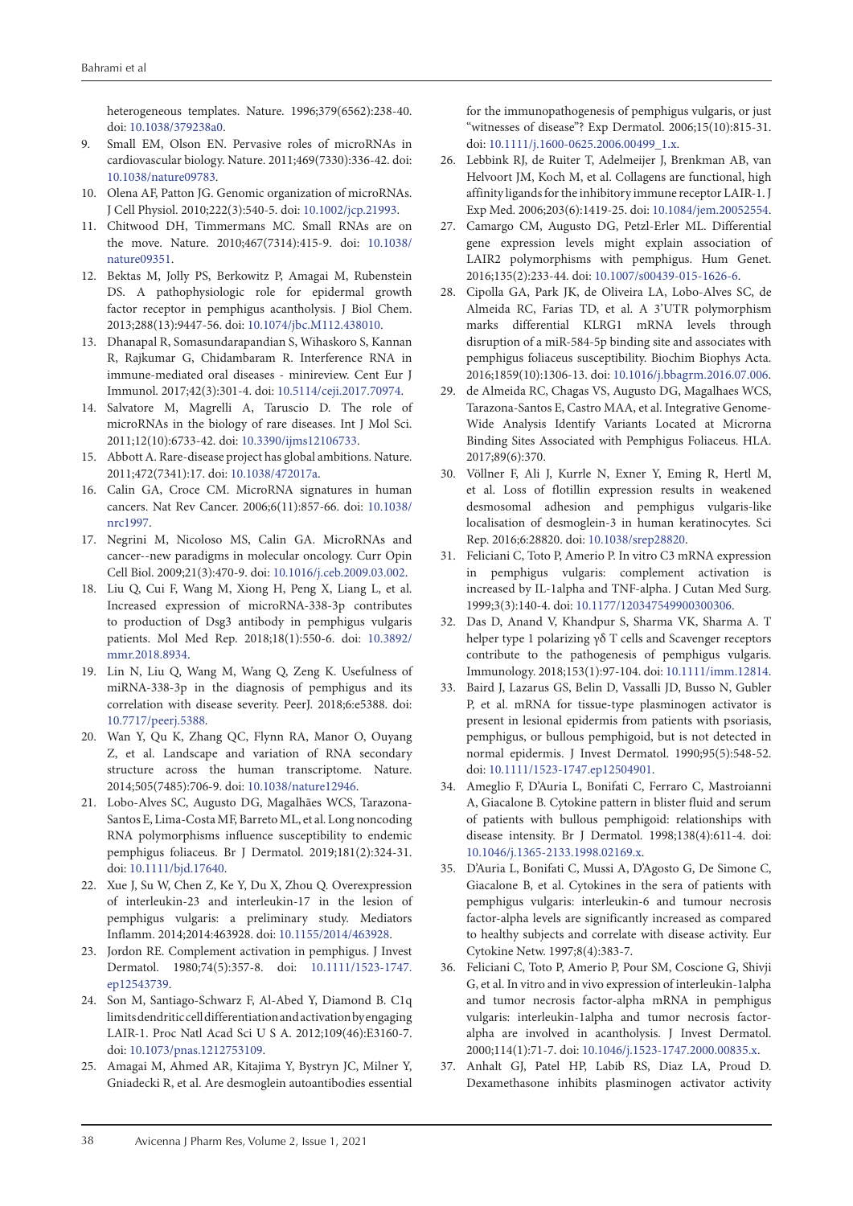heterogeneous templates. Nature. 1996;379(6562):238-40. doi: 10.1038/379238a0.

9. Small EM, Olson EN. Pervasive roles of microRNAs in cardiovascular biology. Nature. 2011;469(7330):336-42. doi: 10.1038/nature09783.
10. Olena AF, Patton JG. Genomic organization of microRNAs. J Cell Physiol. 2010;222(3):540-5. doi: 10.1002/jcp.21993.
11. Chitwood DH, Timmermans MC. Small RNAs are on the move. Nature. 2010;467(7314):415-9. doi: 10.1038/nature09351.
12. Bektas M, Jolly PS, Berkowitz P, Amagai M, Rubenstein DS. A pathophysiologic role for epidermal growth factor receptor in pemphigus acantholysis. J Biol Chem. 2013;288(13):9447-56. doi: 10.1074/jbc.M112.438010.
13. Dhanapal R, Somasundarapandian S, Wihaskoro S, Kannan R, Rajkumar G, Chidambaram R. Interference RNA in immune-mediated oral diseases - minireview. Cent Eur J Immunol. 2017;42(3):301-4. doi: 10.5114/ceji.2017.70974.
14. Salvatore M, Magrelli A, Taruscio D. The role of microRNAs in the biology of rare diseases. Int J Mol Sci. 2011;12(10):6733-42. doi: 10.3390/ijms12106733.
15. Abbott A. Rare-disease project has global ambitions. Nature. 2011;472(7341):17. doi: 10.1038/472017a.
16. Calin GA, Croce CM. MicroRNA signatures in human cancers. Nat Rev Cancer. 2006;6(11):857-66. doi: 10.1038/nrc1997.
17. Negrini M, Nicoloso MS, Calin GA. MicroRNAs and cancer--new paradigms in molecular oncology. Curr Opin Cell Biol. 2009;21(3):470-9. doi: 10.1016/j.ceb.2009.03.002.
18. Liu Q, Cui F, Wang M, Xiong H, Peng X, Liang L, et al. Increased expression of microRNA-338-3p contributes to production of Dsg3 antibody in pemphigus vulgaris patients. Mol Med Rep. 2018;18(1):550-6. doi: 10.3892/mmr.2018.8934.
19. Lin N, Liu Q, Wang M, Wang Q, Zeng K. Usefulness of miRNA-338-3p in the diagnosis of pemphigus and its correlation with disease severity. PeerJ. 2018;6:e5388. doi: 10.7717/peerj.5388.
20. Wan Y, Qu K, Zhang QC, Flynn RA, Manor O, Ouyang Z, et al. Landscape and variation of RNA secondary structure across the human transcriptome. Nature. 2014;505(7485):706-9. doi: 10.1038/nature12946.
21. Lobo-Alves SC, Augusto DG, Magalhães WCS, Tarazona-Santos E, Lima-Costa MF, Barreto ML, et al. Long noncoding RNA polymorphisms influence susceptibility to endemic pemphigus foliaceus. Br J Dermatol. 2019;181(2):324-31. doi: 10.1111/bjd.17640.
22. Xue J, Su W, Chen Z, Ke Y, Du X, Zhou Q. Overexpression of interleukin-23 and interleukin-17 in the lesion of pemphigus vulgaris: a preliminary study. Mediators Inflamm. 2014;2014:463928. doi: 10.1155/2014/463928.
23. Jordon RE. Complement activation in pemphigus. J Invest Dermatol. 1980;74(5):357-8. doi: 10.1111/1523-1747.ep12543739.
24. Son M, Santiago-Schwarz F, Al-Abed Y, Diamond B. C1q limits dendritic cell differentiation and activation by engaging LAIR-1. Proc Natl Acad Sci U S A. 2012;109(46):E3160-7. doi: 10.1073/pnas.1212753109.
25. Amagai M, Ahmed AR, Kitajima Y, Bystryn JC, Milner Y, Gniadecki R, et al. Are desmoglein autoantibodies essential for the immunopathogenesis of pemphigus vulgaris, or just "witnesses of disease"? Exp Dermatol. 2006;15(10):815-31. doi: 10.1111/j.1600-0625.2006.00499_1.x.
26. Lebbink RJ, de Ruiter T, Adelmeijer J, Brenkman AB, van Helvoort JM, Koch M, et al. Collagens are functional, high affinity ligands for the inhibitory immune receptor LAIR-1. J Exp Med. 2006;203(6):1419-25. doi: 10.1084/jem.20052554.
27. Camargo CM, Augusto DG, Petzl-Erler ML. Differential gene expression levels might explain association of LAIR2 polymorphisms with pemphigus. Hum Genet. 2016;135(2):233-44. doi: 10.1007/s00439-015-1626-6.
28. Cipolla GA, Park JK, de Oliveira LA, Lobo-Alves SC, de Almeida RC, Farias TD, et al. A 3'UTR polymorphism marks differential KLRG1 mRNA levels through disruption of a miR-584-5p binding site and associates with pemphigus foliaceus susceptibility. Biochim Biophys Acta. 2016;1859(10):1306-13. doi: 10.1016/j.bbagrm.2016.07.006.
29. de Almeida RC, Chagas VS, Augusto DG, Magalhaes WCS, Tarazona-Santos E, Castro MAA, et al. Integrative Genome-Wide Analysis Identify Variants Located at Microrna Binding Sites Associated with Pemphigus Foliaceus. HLA. 2017;89(6):370.
30. Völlner F, Ali J, Kurrle N, Exner Y, Eming R, Hertl M, et al. Loss of flotillin expression results in weakened desmosomal adhesion and pemphigus vulgaris-like localisation of desmoglein-3 in human keratinocytes. Sci Rep. 2016;6:28820. doi: 10.1038/srep28820.
31. Feliciani C, Toto P, Amerio P. In vitro C3 mRNA expression in pemphigus vulgaris: complement activation is increased by IL-1alpha and TNF-alpha. J Cutan Med Surg. 1999;3(3):140-4. doi: 10.1177/120347549900300306.
32. Das D, Anand V, Khandpur S, Sharma VK, Sharma A. T helper type 1 polarizing γδ T cells and Scavenger receptors contribute to the pathogenesis of pemphigus vulgaris. Immunology. 2018;153(1):97-104. doi: 10.1111/imm.12814.
33. Baird J, Lazarus GS, Belin D, Vassalli JD, Busso N, Gubler P, et al. mRNA for tissue-type plasminogen activator is present in lesional epidermis from patients with psoriasis, pemphigus, or bullous pemphigoid, but is not detected in normal epidermis. J Invest Dermatol. 1990;95(5):548-52. doi: 10.1111/1523-1747.ep12504901.
34. Ameglio F, D'Auria L, Bonifati C, Ferraro C, Mastroianni A, Giacalone B. Cytokine pattern in blister fluid and serum of patients with bullous pemphigoid: relationships with disease intensity. Br J Dermatol. 1998;138(4):611-4. doi: 10.1046/j.1365-2133.1998.02169.x.
35. D'Auria L, Bonifati C, Mussi A, D'Agosto G, De Simone C, Giacalone B, et al. Cytokines in the sera of patients with pemphigus vulgaris: interleukin-6 and tumour necrosis factor-alpha levels are significantly increased as compared to healthy subjects and correlate with disease activity. Eur Cytokine Netw. 1997;8(4):383-7.
36. Feliciani C, Toto P, Amerio P, Pour SM, Coscione G, Shivji G, et al. In vitro and in vivo expression of interleukin-1alpha and tumor necrosis factor-alpha mRNA in pemphigus vulgaris: interleukin-1alpha and tumor necrosis factor-alpha are involved in acantholysis. J Invest Dermatol. 2000;114(1):71-7. doi: 10.1046/j.1523-1747.2000.00835.x.
37. Anhalt GJ, Patel HP, Labib RS, Diaz LA, Proud D. Dexamethasone inhibits plasminogen activator activity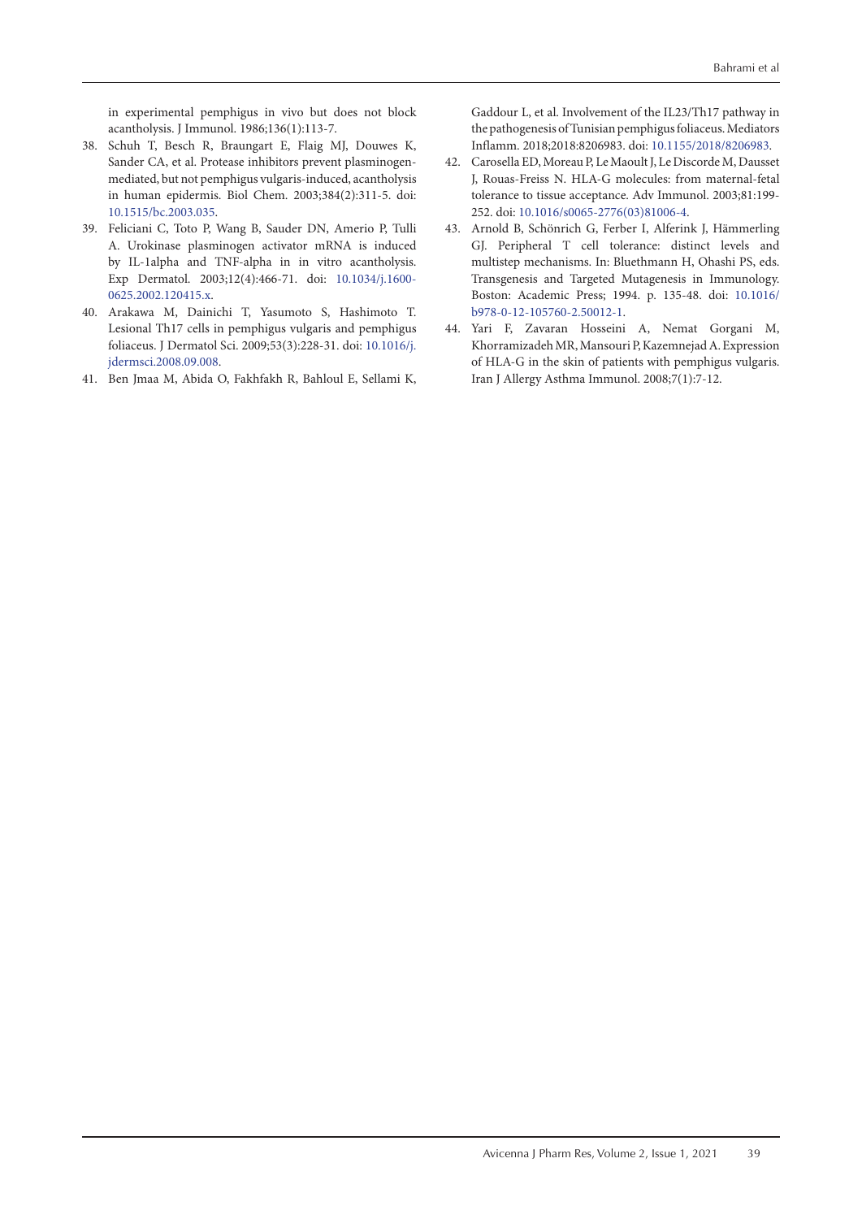in experimental pemphigus in vivo but does not block acantholysis. J Immunol. 1986;136(1):113-7.

38. Schuh T, Besch R, Braungart E, Flaig MJ, Douwes K, Sander CA, et al. Protease inhibitors prevent plasminogen-mediated, but not pemphigus vulgaris-induced, acantholysis in human epidermis. Biol Chem. 2003;384(2):311-5. doi: 10.1515/bc.2003.035.
39. Feliciani C, Toto P, Wang B, Sauder DN, Amerio P, Tulli A. Urokinase plasminogen activator mRNA is induced by IL-1alpha and TNF-alpha in in vitro acantholysis. Exp Dermatol. 2003;12(4):466-71. doi: 10.1034/j.1600-0625.2002.120415.x.
40. Arakawa M, Dainichi T, Yasumoto S, Hashimoto T. Lesional Th17 cells in pemphigus vulgaris and pemphigus foliaceus. J Dermatol Sci. 2009;53(3):228-31. doi: 10.1016/j.jdermsci.2008.09.008.
41. Ben Jmaa M, Abida O, Fakhfakh R, Bahloul E, Sellami K, Gaddour L, et al. Involvement of the IL23/Th17 pathway in the pathogenesis of Tunisian pemphigus foliaceus. Mediators Inflamm. 2018;2018:8206983. doi: 10.1155/2018/8206983.
42. Carosella ED, Moreau P, Le Maoult J, Le Discorde M, Dausset J, Rouas-Freiss N. HLA-G molecules: from maternal-fetal tolerance to tissue acceptance. Adv Immunol. 2003;81:199-252. doi: 10.1016/s0065-2776(03)81006-4.
43. Arnold B, Schönrich G, Ferber I, Alferink J, Hämmerling GJ. Peripheral T cell tolerance: distinct levels and multistep mechanisms. In: Bluethmann H, Ohashi PS, eds. Transgenesis and Targeted Mutagenesis in Immunology. Boston: Academic Press; 1994. p. 135-48. doi: 10.1016/b978-0-12-105760-2.50012-1.
44. Yari F, Zavaran Hosseini A, Nemat Gorgani M, Khorramizadeh MR, Mansouri P, Kazemnejad A. Expression of HLA-G in the skin of patients with pemphigus vulgaris. Iran J Allergy Asthma Immunol. 2008;7(1):7-12.